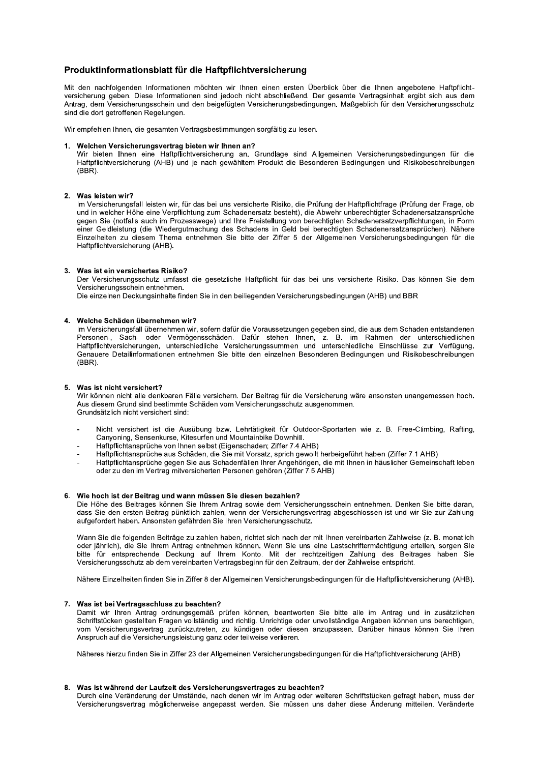# Produktinformationsblatt für die Haftpflichtversicherung

Mit den nachfolgenden Informationen möchten wir Ihnen einen ersten Überblick über die Ihnen angebotene Haftpflicht-versicherung geben. Diese Informationen sind jedoch nicht abschließend. Der gesamte Vertragsinhalt ergibt sich aus dem Antrag, dem Versicherungsschein und den beigefügten Versicherungsbedingungen. Maßgeblich für den Versicherungsschutz sind die dort getroffenen Regelungen.

Wir empfehlen Ihnen, die gesamten Vertragsbestimmungen sorgfältig zu lesen.

## 1. Welchen Versicherungsvertrag bieten wir Ihnen an?

Wir bieten Ihnen eine Haftpflichtversicherung an. Grundlage sind Allgemeinen Versicherungsbedingungen für die Haftpflichtversicherung (AHB) und je nach gewähltem Produkt die Besonderen Bedingungen und Risikobeschreibungen (BBR).

## 2. Was leisten wir?

Im Versicherungsfall leisten wir, für das bei uns versicherte Risiko, die Prüfung der Haftpflichtfrage (Prüfung der Frage, ob und in welcher Höhe eine Verpflichtung zum Schadenersatz besteht), die Abwehr unberechtigter Schadenersatzansprüche gegen Sie (notfalls auch im Prozesswege) und Ihre Freistellung von berechtigten Schadenersatzverpflichtungen, in Form einer Geldleistung (die Wiedergutmachung des Schadens in Geld bei berechtigten Schadenersatzansprüchen). Nähere Einzelheiten zu diesem Thema entnehmen Sie bitte der Ziffer 5 der Allgemeinen Versicherungsbedingungen für die Haftpflichtversicherung (AHB).

## 3. Was ist ein versichertes Risiko?

Der Versicherungsschutz umfasst die gesetzliche Haftpflicht für das bei uns versicherte Risiko. Das können Sie dem Versicherungsschein entnehmen.
Die einzelnen Deckungsinhalte finden Sie in den beiliegenden Versicherungsbedingungen (AHB) und BBR

## 4. Welche Schäden übernehmen wir?

Im Versicherungsfall übernehmen wir, sofern dafür die Voraussetzungen gegeben sind, die aus dem Schaden entstandenen Personen-, Sach- oder Vermögensschäden. Dafür stehen Ihnen, z. B. im Rahmen der unterschiedlichen Haftpflichtversicherungen, unterschiedliche Versicherungssummen und unterschiedliche Einschlüsse zur Verfügung. Genauere Detailinformationen entnehmen Sie bitte den einzelnen Besonderen Bedingungen und Risikobeschreibungen (BBR).

## 5. Was ist nicht versichert?

Wir können nicht alle denkbaren Fälle versichern. Der Beitrag für die Versicherung wäre ansonsten unangemessen hoch. Aus diesem Grund sind bestimmte Schäden vom Versicherungsschutz ausgenommen.
Grundsätzlich nicht versichert sind:

- Nicht versichert ist die Ausübung bzw. Lehrtätigkeit für Outdoor-Sportarten wie z. B. Free-Climbing, Rafting, Canyoning, Sensenkurse, Kitesurfen und Mountainbike Downhill.
- Haftpflichtansprüche von Ihnen selbst (Eigenschaden; Ziffer 7.4 AHB)
- Haftpflichtansprüche aus Schäden, die Sie mit Vorsatz, sprich gewollt herbeigeführt haben (Ziffer 7.1 AHB)
- Haftpflichtansprüche gegen Sie aus Schadenfällen Ihrer Angehörigen, die mit Ihnen in häuslicher Gemeinschaft leben oder zu den im Vertrag mitversicherten Personen gehören (Ziffer 7.5 AHB)

## 6. Wie hoch ist der Beitrag und wann müssen Sie diesen bezahlen?

Die Höhe des Beitrages können Sie Ihrem Antrag sowie dem Versicherungsschein entnehmen. Denken Sie bitte daran, dass Sie den ersten Beitrag pünktlich zahlen, wenn der Versicherungsvertrag abgeschlossen ist und wir Sie zur Zahlung aufgefordert haben. Ansonsten gefährden Sie Ihren Versicherungsschutz.

Wann Sie die folgenden Beiträge zu zahlen haben, richtet sich nach der mit Ihnen vereinbarten Zahlweise (z. B. monatlich oder jährlich), die Sie Ihrem Antrag entnehmen können. Wenn Sie uns eine Lastschriftermächtigung erteilen, sorgen Sie bitte für entsprechende Deckung auf Ihrem Konto. Mit der rechtzeitigen Zahlung des Beitrages haben Sie Versicherungsschutz ab dem vereinbarten Vertragsbeginn für den Zeitraum, der der Zahlweise entspricht.

Nähere Einzelheiten finden Sie in Ziffer 8 der Allgemeinen Versicherungsbedingungen für die Haftpflichtversicherung (AHB).

## 7. Was ist bei Vertragsschluss zu beachten?

Damit wir Ihren Antrag ordnungsgemäß prüfen können, beantworten Sie bitte alle im Antrag und in zusätzlichen Schriftstücken gestellten Fragen vollständig und richtig. Unrichtige oder unvollständige Angaben können uns berechtigen, vom Versicherungsvertrag zurückzutreten, zu kündigen oder diesen anzupassen. Darüber hinaus können Sie Ihren Anspruch auf die Versicherungsleistung ganz oder teilweise verlieren.

Näheres hierzu finden Sie in Ziffer 23 der Allgemeinen Versicherungsbedingungen für die Haftpflichtversicherung (AHB).

## 8. Was ist während der Laufzeit des Versicherungsvertrages zu beachten?

Durch eine Veränderung der Umstände, nach denen wir im Antrag oder weiteren Schriftstücken gefragt haben, muss der Versicherungsvertrag möglicherweise angepasst werden. Sie müssen uns daher diese Änderung mitteilen. Veränderte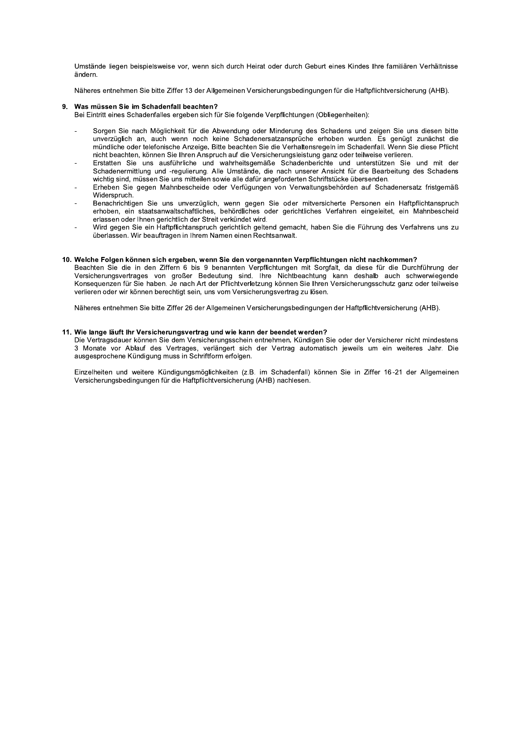Umstände liegen beispielsweise vor, wenn sich durch Heirat oder durch Geburt eines Kindes Ihre familiären Verhältnisse ändern.

Näheres entnehmen Sie bitte Ziffer 13 der Allgemeinen Versicherungsbedingungen für die Haftpflichtversicherung (AHB).

**9. Was müssen Sie im Schadenfall beachten?**

Bei Eintritt eines Schadenfalles ergeben sich für Sie folgende Verpflichtungen (Obliegenheiten):

- Sorgen Sie nach Möglichkeit für die Abwendung oder Minderung des Schadens und zeigen Sie uns diesen bitte unverzüglich an, auch wenn noch keine Schadenersatzansprüche erhoben wurden. Es genügt zunächst die mündliche oder telefonische Anzeige. Bitte beachten Sie die Verhaltensregeln im Schadenfall. Wenn Sie diese Pflicht nicht beachten, können Sie Ihren Anspruch auf die Versicherungsleistung ganz oder teilweise verlieren.
- Erstatten Sie uns ausführliche und wahrheitsgemäße Schadenberichte und unterstützen Sie und mit der Schadenermittlung und -regulierung. Alle Umstände, die nach unserer Ansicht für die Bearbeitung des Schadens wichtig sind, müssen Sie uns mitteilen sowie alle dafür angeforderten Schriftstücke übersenden.
- Erheben Sie gegen Mahnbescheide oder Verfügungen von Verwaltungsbehörden auf Schadenersatz fristgemäß Widerspruch.
- Benachrichtigen Sie uns unverzüglich, wenn gegen Sie oder mitversicherte Personen ein Haftpflichtanspruch erhoben, ein staatsanwaltschaftliches, behördliches oder gerichtliches Verfahren eingeleitet, ein Mahnbescheid erlassen oder Ihnen gerichtlich der Streit verkündet wird.
- Wird gegen Sie ein Haftpflichtanspruch gerichtlich geltend gemacht, haben Sie die Führung des Verfahrens uns zu überlassen. Wir beauftragen in Ihrem Namen einen Rechtsanwalt.

**10. Welche Folgen können sich ergeben, wenn Sie den vorgenannten Verpflichtungen nicht nachkommen?**

Beachten Sie die in den Ziffern 6 bis 9 benannten Verpflichtungen mit Sorgfalt, da diese für die Durchführung der Versicherungsvertrages von großer Bedeutung sind. Ihre Nichtbeachtung kann deshalb auch schwerwiegende Konsequenzen für Sie haben. Je nach Art der Pflichtverletzung können Sie Ihren Versicherungsschutz ganz oder teilweise verlieren oder wir können berechtigt sein, uns vom Versicherungsvertrag zu lösen.

Näheres entnehmen Sie bitte Ziffer 26 der Allgemeinen Versicherungsbedingungen der Haftpflichtversicherung (AHB).

**11. Wie lange läuft Ihr Versicherungsvertrag und wie kann der beendet werden?**

Die Vertragsdauer können Sie dem Versicherungsschein entnehmen. Kündigen Sie oder der Versicherer nicht mindestens 3 Monate vor Ablauf des Vertrages, verlängert sich der Vertrag automatisch jeweils um ein weiteres Jahr. Die ausgesprochene Kündigung muss in Schriftform erfolgen.

Einzelheiten und weitere Kündigungsmöglichkeiten (z.B. im Schadenfall) können Sie in Ziffer 16-21 der Allgemeinen Versicherungsbedingungen für die Haftpflichtversicherung (AHB) nachlesen.